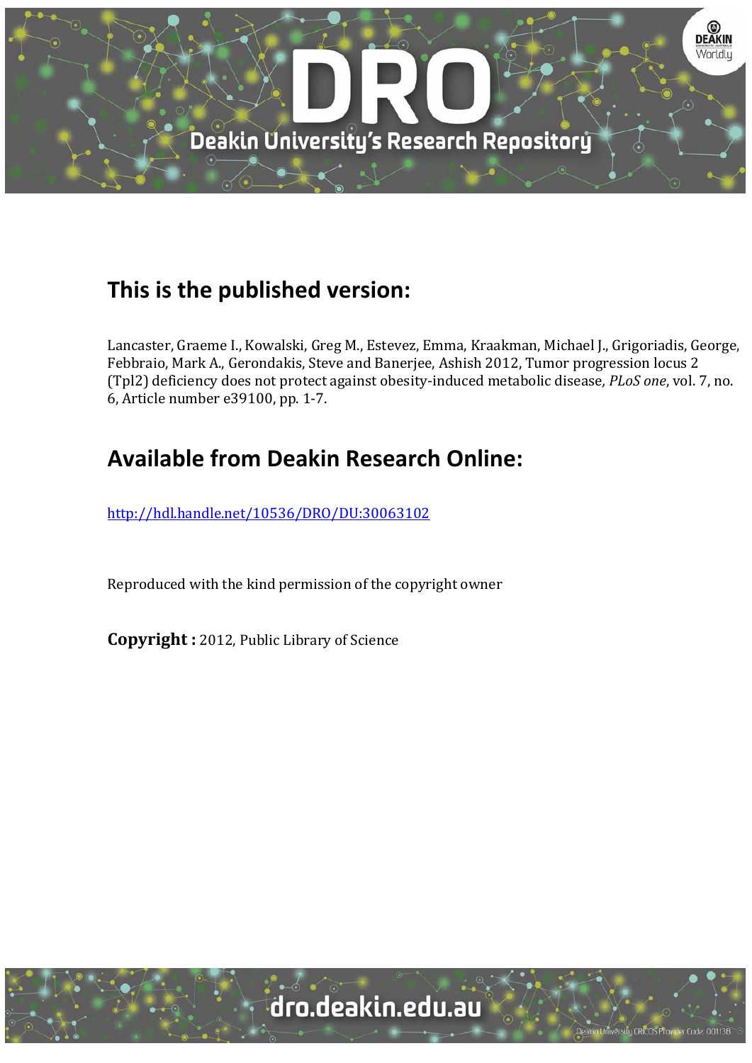# This is the published version:

Lancaster, Graeme I., Kowalski, Greg M., Estevez, Emma, Kraakman, Michael J., Grigoriadis, George, Febbraio, Mark A., Gerondakis, Steve and Banerjee, Ashish 2012, Tumor progression locus 2 (Tpl2) deficiency does not protect against obesity-induced metabolic disease*, PLoS one*, vol. 7, no. 6, Article number e39100, pp. 1-7.

# Available from Deakin Research Online:

http://hdl.handle.net/10536/DRO/DU:30063102

Reproduced with the kind permission of the copyright owner

**Copyright :** 2012, Public Library of Science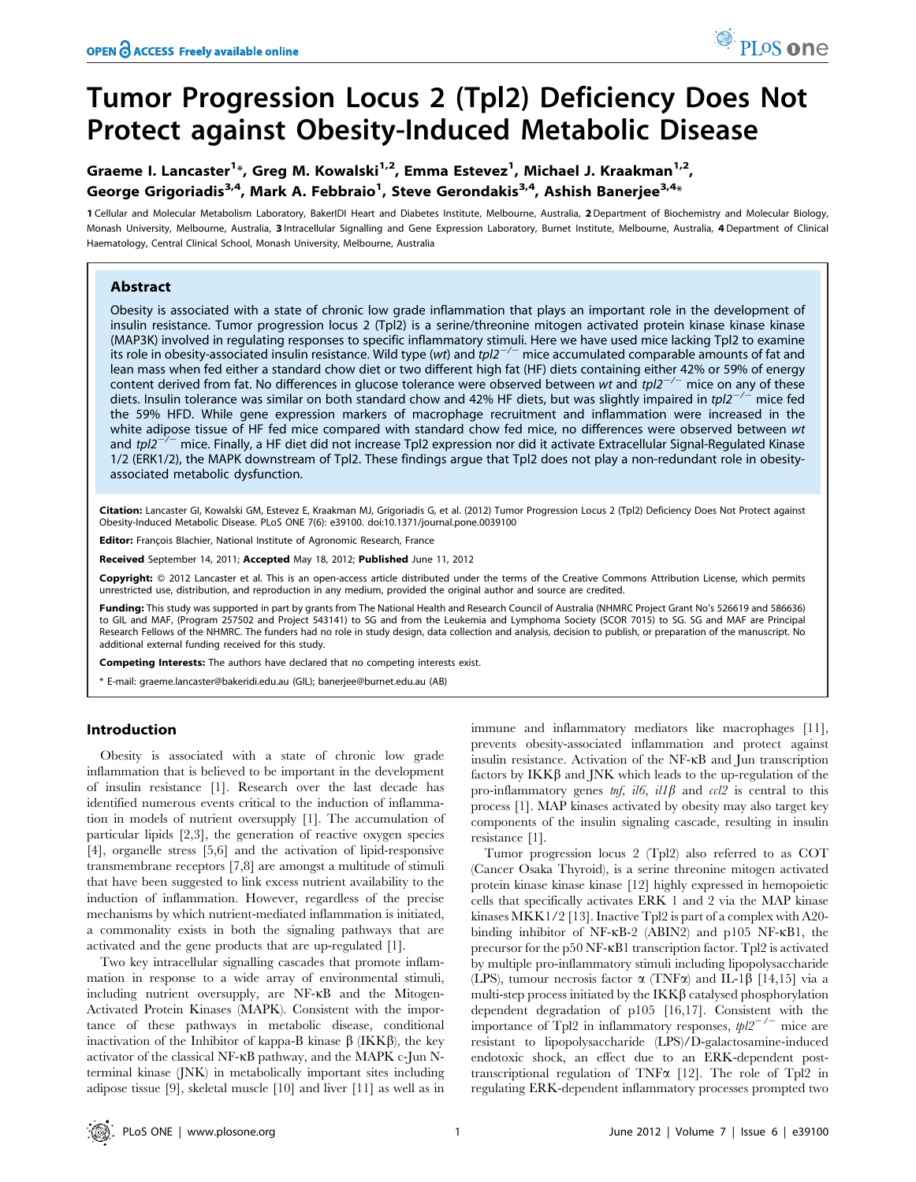# Tumor Progression Locus 2 (Tpl2) Deficiency Does Not Protect against Obesity-Induced Metabolic Disease

**Graeme I. Lancaster[1]*, Greg M. Kowalski[1,2], Emma Estevez[1], Michael J. Kraakman[1,2], George Grigoriadis[3,4], Mark A. Febbraio[1], Steve Gerondakis[3,4], Ashish Banerjee[3,4]***

1 Cellular and Molecular Metabolism Laboratory, BakerIDI Heart and Diabetes Institute, Melbourne, Australia, 2 Department of Biochemistry and Molecular Biology, Monash University, Melbourne, Australia, 3 Intracellular Signalling and Gene Expression Laboratory, Burnet Institute, Melbourne, Australia, 4 Department of Clinical Haematology, Central Clinical School, Monash University, Melbourne, Australia

## Abstract

Obesity is associated with a state of chronic low grade inflammation that plays an important role in the development of insulin resistance. Tumor progression locus 2 (Tpl2) is a serine/threonine mitogen activated protein kinase kinase kinase (MAP3K) involved in regulating responses to specific inflammatory stimuli. Here we have used mice lacking Tpl2 to examine its role in obesity-associated insulin resistance. Wild type (*wt*) and *tpl2*$^{-/-}$ mice accumulated comparable amounts of fat and lean mass when fed either a standard chow diet or two different high fat (HF) diets containing either 42% or 59% of energy content derived from fat. No differences in glucose tolerance were observed between *wt* and *tpl2*$^{-/-}$ mice on any of these diets. Insulin tolerance was similar on both standard chow and 42% HF diets, but was slightly impaired in *tpl2*$^{-/-}$ mice fed the 59% HFD. While gene expression markers of macrophage recruitment and inflammation were increased in the white adipose tissue of HF fed mice compared with standard chow fed mice, no differences were observed between *wt* and *tpl2*$^{-/-}$ mice. Finally, a HF diet did not increase Tpl2 expression nor did it activate Extracellular Signal-Regulated Kinase 1/2 (ERK1/2), the MAPK downstream of Tpl2. These findings argue that Tpl2 does not play a non-redundant role in obesity-associated metabolic dysfunction.

**Citation:** Lancaster GI, Kowalski GM, Estevez E, Kraakman MJ, Grigoriadis G, et al. (2012) Tumor Progression Locus 2 (Tpl2) Deficiency Does Not Protect against Obesity-Induced Metabolic Disease. PLoS ONE 7(6): e39100. doi:10.1371/journal.pone.0039100

**Editor:** François Blachier, National Institute of Agronomic Research, France

**Received** September 14, 2011; **Accepted** May 18, 2012; **Published** June 11, 2012

**Copyright:** © 2012 Lancaster et al. This is an open-access article distributed under the terms of the Creative Commons Attribution License, which permits unrestricted use, distribution, and reproduction in any medium, provided the original author and source are credited.

**Funding:** This study was supported in part by grants from The National Health and Research Council of Australia (NHMRC Project Grant No's 526619 and 586636) to GIL and MAF, (Program 257502 and Project 543141) to SG and from the Leukemia and Lymphoma Society (SCOR 7015) to SG. SG and MAF are Principal Research Fellows of the NHMRC. The funders had no role in study design, data collection and analysis, decision to publish, or preparation of the manuscript. No additional external funding received for this study.

**Competing Interests:** The authors have declared that no competing interests exist.

\* E-mail: graeme.lancaster@bakeridi.edu.au (GIL); banerjee@burnet.edu.au (AB)

## Introduction

Obesity is associated with a state of chronic low grade inflammation that is believed to be important in the development of insulin resistance [1]. Research over the last decade has identified numerous events critical to the induction of inflammation in models of nutrient oversupply [1]. The accumulation of particular lipids [2,3], the generation of reactive oxygen species [4], organelle stress [5,6] and the activation of lipid-responsive transmembrane receptors [7,8] are amongst a multitude of stimuli that have been suggested to link excess nutrient availability to the induction of inflammation. However, regardless of the precise mechanisms by which nutrient-mediated inflammation is initiated, a commonality exists in both the signalling pathways that are activated and the gene products that are up-regulated [1].

Two key intracellular signalling cascades that promote inflammation in response to a wide array of environmental stimuli, including nutrient oversupply, are NF-κB and the Mitogen-Activated Protein Kinases (MAPK). Consistent with the importance of these pathways in metabolic disease, conditional inactivation of the Inhibitor of kappa-B kinase β (IKKβ), the key activator of the classical NF-κB pathway, and the MAPK c-Jun N-terminal kinase (JNK) in metabolically important sites including adipose tissue [9], skeletal muscle [10] and liver [11] as well as in immune and inflammatory mediators like macrophages [11], prevents obesity-associated inflammation and protect against insulin resistance. Activation of the NF-κB and Jun transcription factors by IKKβ and JNK which leads to the up-regulation of the pro-inflammatory genes *tnf*, *il6*, *il1β* and *ccl2* is central to this process [1]. MAP kinases activated by obesity may also target key components of the insulin signaling cascade, resulting in insulin resistance [1].

Tumor progression locus 2 (Tpl2) also referred to as COT (Cancer Osaka Thyroid), is a serine threonine mitogen activated protein kinase kinase kinase [12] highly expressed in hemopoietic cells that specifically activates ERK 1 and 2 via the MAP kinase kinases MKK1/2 [13]. Inactive Tpl2 is part of a complex with A20-binding inhibitor of NF-κB-2 (ABIN2) and p105 NF-κB1, the precursor for the p50 NF-κB1 transcription factor. Tpl2 is activated by multiple pro-inflammatory stimuli including lipopolysaccharide (LPS), tumour necrosis factor α (TNFα) and IL-1β [14,15] via a multi-step process initiated by the IKKβ catalysed phosphorylation dependent degradation of p105 [16,17]. Consistent with the importance of Tpl2 in inflammatory responses, *tpl2*$^{-/-}$ mice are resistant to lipopolysaccharide (LPS)/D-galactosamine-induced endotoxic shock, an effect due to an ERK-dependent post-transcriptional regulation of TNFα [12]. The role of Tpl2 in regulating ERK-dependent inflammatory processes prompted two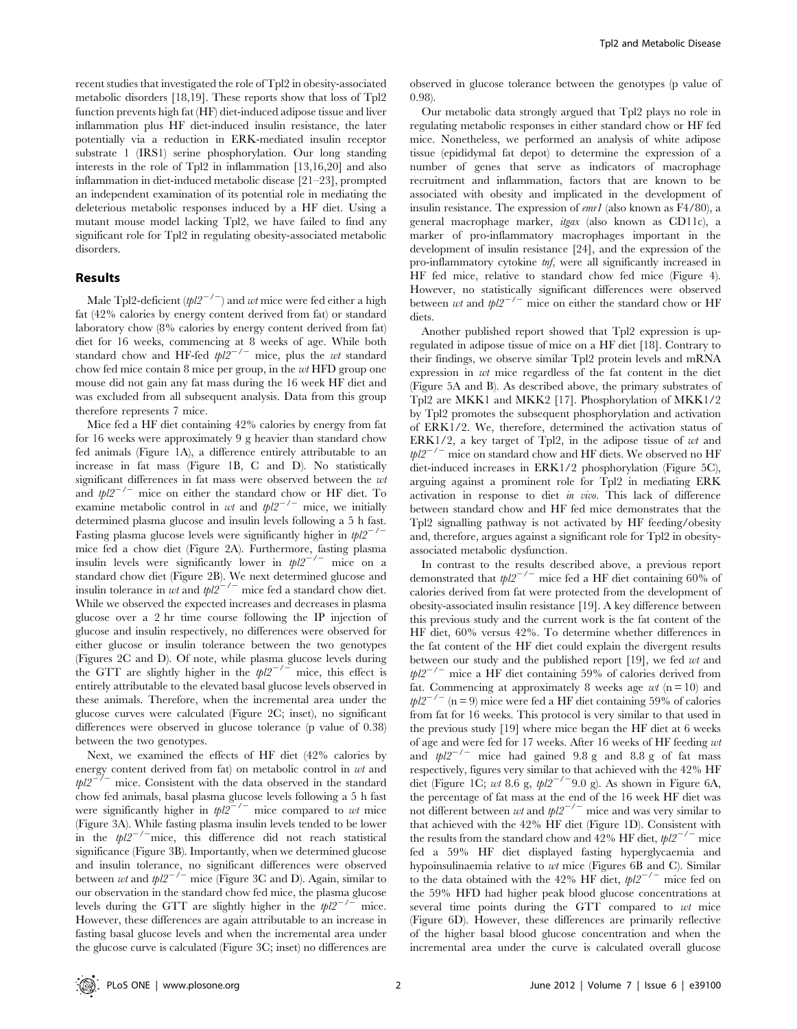recent studies that investigated the role of Tpl2 in obesity-associated metabolic disorders [18,19]. These reports show that loss of Tpl2 function prevents high fat (HF) diet-induced adipose tissue and liver inflammation plus HF diet-induced insulin resistance, the later potentially via a reduction in ERK-mediated insulin receptor substrate 1 (IRS1) serine phosphorylation. Our long standing interests in the role of Tpl2 in inflammation [13,16,20] and also inflammation in diet-induced metabolic disease [21–23], prompted an independent examination of its potential role in mediating the deleterious metabolic responses induced by a HF diet. Using a mutant mouse model lacking Tpl2, we have failed to find any significant role for Tpl2 in regulating obesity-associated metabolic disorders.

## Results

Male Tpl2-deficient ($tpl2^{-/-}$) and *wt* mice were fed either a high fat (42% calories by energy content derived from fat) or standard laboratory chow (8% calories by energy content derived from fat) diet for 16 weeks, commencing at 8 weeks of age. While both standard chow and HF-fed $tpl2^{-/-}$ mice, plus the *wt* standard chow fed mice contain 8 mice per group, in the *wt* HFD group one mouse did not gain any fat mass during the 16 week HF diet and was excluded from all subsequent analysis. Data from this group therefore represents 7 mice.

Mice fed a HF diet containing 42% calories by energy from fat for 16 weeks were approximately 9 g heavier than standard chow fed animals (Figure 1A), a difference entirely attributable to an increase in fat mass (Figure 1B, C and D). No statistically significant differences in fat mass were observed between the *wt* and $tpl2^{-/-}$ mice on either the standard chow or HF diet. To examine metabolic control in *wt* and $tpl2^{-/-}$ mice, we initially determined plasma glucose and insulin levels following a 5 h fast. Fasting plasma glucose levels were significantly higher in $tpl2^{-/-}$ mice fed a chow diet (Figure 2A). Furthermore, fasting plasma insulin levels were significantly lower in $tpl2^{-/-}$ mice on a standard chow diet (Figure 2B). We next determined glucose and insulin tolerance in *wt* and $tpl2^{-/-}$ mice fed a standard chow diet. While we observed the expected increases and decreases in plasma glucose over a 2 hr time course following the IP injection of glucose and insulin respectively, no differences were observed for either glucose or insulin tolerance between the two genotypes (Figures 2C and D). Of note, while plasma glucose levels during the GTT are slightly higher in the $tpl2^{-/-}$ mice, this effect is entirely attributable to the elevated basal glucose levels observed in these animals. Therefore, when the incremental area under the glucose curves were calculated (Figure 2C; inset), no significant differences were observed in glucose tolerance (p value of 0.38) between the two genotypes.

Next, we examined the effects of HF diet (42% calories by energy content derived from fat) on metabolic control in *wt* and $tpl2^{-/-}$ mice. Consistent with the data observed in the standard chow fed animals, basal plasma glucose levels following a 5 h fast were significantly higher in $tpl2^{-/-}$ mice compared to *wt* mice (Figure 3A). While fasting plasma insulin levels tended to be lower in the $tpl2^{-/-}$mice, this difference did not reach statistical significance (Figure 3B). Importantly, when we determined glucose and insulin tolerance, no significant differences were observed between *wt* and $tpl2^{-/-}$ mice (Figure 3C and D). Again, similar to our observation in the standard chow fed mice, the plasma glucose levels during the GTT are slightly higher in the $tpl2^{-/-}$ mice. However, these differences are again attributable to an increase in fasting basal glucose levels and when the incremental area under the glucose curve is calculated (Figure 3C; inset) no differences are observed in glucose tolerance between the genotypes (p value of 0.98).

Our metabolic data strongly argued that Tpl2 plays no role in regulating metabolic responses in either standard chow or HF fed mice. Nonetheless, we performed an analysis of white adipose tissue (epididymal fat depot) to determine the expression of a number of genes that serve as indicators of macrophage recruitment and inflammation, factors that are known to be associated with obesity and implicated in the development of insulin resistance. The expression of *emr1* (also known as F4/80), a general macrophage marker, *itgax* (also known as CD11c), a marker of pro-inflammatory macrophages important in the development of insulin resistance [24], and the expression of the pro-inflammatory cytokine *tnf*, were all significantly increased in HF fed mice, relative to standard chow fed mice (Figure 4). However, no statistically significant differences were observed between *wt* and $tpl2^{-/-}$ mice on either the standard chow or HF diets.

Another published report showed that Tpl2 expression is up-regulated in adipose tissue of mice on a HF diet [18]. Contrary to their findings, we observe similar Tpl2 protein levels and mRNA expression in *wt* mice regardless of the fat content in the diet (Figure 5A and B). As described above, the primary substrates of Tpl2 are MKK1 and MKK2 [17]. Phosphorylation of MKK1/2 by Tpl2 promotes the subsequent phosphorylation and activation of ERK1/2. We, therefore, determined the activation status of ERK1/2, a key target of Tpl2, in the adipose tissue of *wt* and $tpl2^{-/-}$ mice on standard chow and HF diets. We observed no HF diet-induced increases in ERK1/2 phosphorylation (Figure 5C), arguing against a prominent role for Tpl2 in mediating ERK activation in response to diet *in vivo*. This lack of difference between standard chow and HF fed mice demonstrates that the Tpl2 signalling pathway is not activated by HF feeding/obesity and, therefore, argues against a significant role for Tpl2 in obesity-associated metabolic dysfunction.

In contrast to the results described above, a previous report demonstrated that $tpl2^{-/-}$ mice fed a HF diet containing 60% of calories derived from fat were protected from the development of obesity-associated insulin resistance [19]. A key difference between this previous study and the current work is the fat content of the HF diet, 60% versus 42%. To determine whether differences in the fat content of the HF diet could explain the divergent results between our study and the published report [19], we fed *wt* and $tpl2^{-/-}$ mice a HF diet containing 59% of calories derived from fat. Commencing at approximately 8 weeks age *wt* (n = 10) and $tpl2^{-/-}$ (n = 9) mice were fed a HF diet containing 59% of calories from fat for 16 weeks. This protocol is very similar to that used in the previous study [19] where mice began the HF diet at 6 weeks of age and were fed for 17 weeks. After 16 weeks of HF feeding *wt* and $tpl2^{-/-}$ mice had gained 9.8 g and 8.8 g of fat mass respectively, figures very similar to that achieved with the 42% HF diet (Figure 1C; *wt* 8.6 g, $tpl2^{-/-}$9.0 g). As shown in Figure 6A, the percentage of fat mass at the end of the 16 week HF diet was not different between *wt* and $tpl2^{-/-}$ mice and was very similar to that achieved with the 42% HF diet (Figure 1D). Consistent with the results from the standard chow and 42% HF diet, $tpl2^{-/-}$ mice fed a 59% HF diet displayed fasting hyperglycaemia and hypoinsulinaemia relative to *wt* mice (Figures 6B and C). Similar to the data obtained with the 42% HF diet, $tpl2^{-/-}$ mice fed on the 59% HFD had higher peak blood glucose concentrations at several time points during the GTT compared to *wt* mice (Figure 6D). However, these differences are primarily reflective of the higher basal blood glucose concentration and when the incremental area under the curve is calculated overall glucose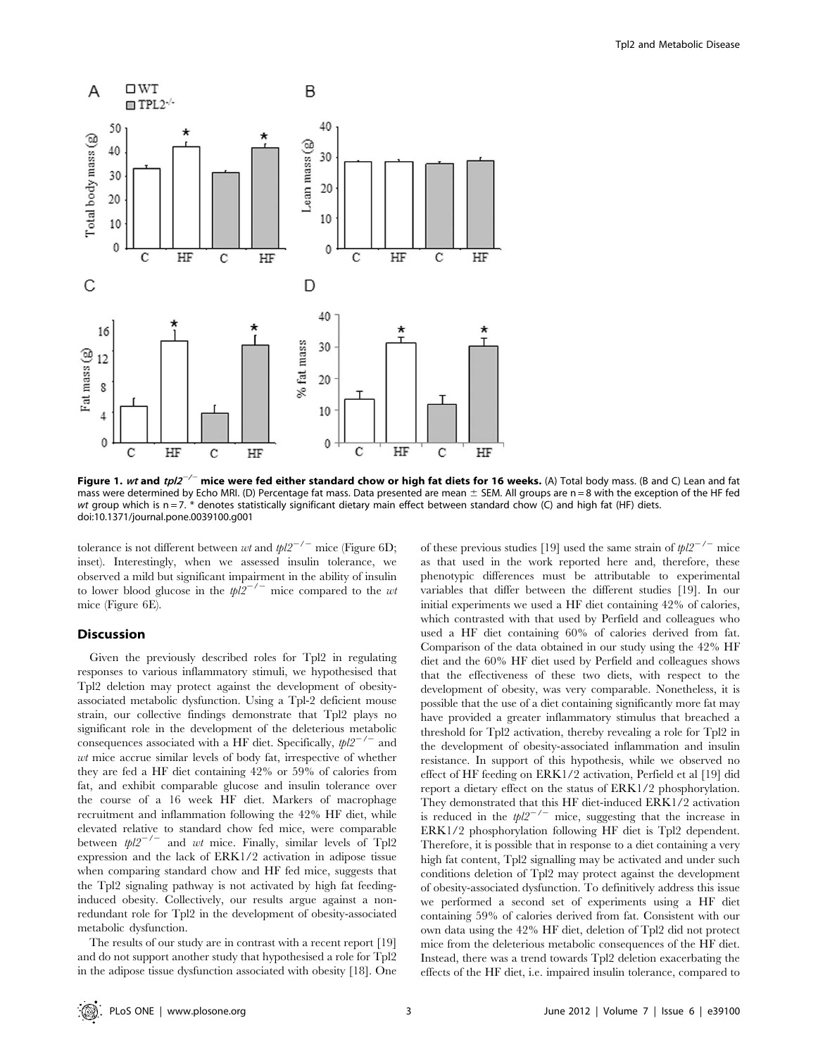**Figure 1. *wt* and *tpl2*$^{-/-}$ mice were fed either standard chow or high fat diets for 16 weeks.** (A) Total body mass. (B and C) Lean and fat mass were determined by Echo MRI. (D) Percentage fat mass. Data presented are mean ± SEM. All groups are n = 8 with the exception of the HF fed *wt* group which is n = 7. * denotes statistically significant dietary main effect between standard chow (C) and high fat (HF) diets.
doi:10.1371/journal.pone.0039100.g001

tolerance is not different between *wt* and *tpl2*$^{-/-}$ mice (Figure 6D; inset). Interestingly, when we assessed insulin tolerance, we observed a mild but significant impairment in the ability of insulin to lower blood glucose in the *tpl2*$^{-/-}$ mice compared to the *wt* mice (Figure 6E).

## Discussion

Given the previously described roles for Tpl2 in regulating responses to various inflammatory stimuli, we hypothesised that Tpl2 deletion may protect against the development of obesity-associated metabolic dysfunction. Using a Tpl-2 deficient mouse strain, our collective findings demonstrate that Tpl2 plays no significant role in the development of the deleterious metabolic consequences associated with a HF diet. Specifically, *tpl2*$^{-/-}$ and *wt* mice accrue similar levels of body fat, irrespective of whether they are fed a HF diet containing 42% or 59% of calories from fat, and exhibit comparable glucose and insulin tolerance over the course of a 16 week HF diet. Markers of macrophage recruitment and inflammation following the 42% HF diet, while elevated relative to standard chow fed mice, were comparable between *tpl2*$^{-/-}$ and *wt* mice. Finally, similar levels of Tpl2 expression and the lack of ERK1/2 activation in adipose tissue when comparing standard chow and HF fed mice, suggests that the Tpl2 signaling pathway is not activated by high fat feeding-induced obesity. Collectively, our results argue against a non-redundant role for Tpl2 in the development of obesity-associated metabolic dysfunction.

The results of our study are in contrast with a recent report [19] and do not support another study that hypothesised a role for Tpl2 in the adipose tissue dysfunction associated with obesity [18]. One of these previous studies [19] used the same strain of *tpl2*$^{-/-}$ mice as that used in the work reported here and, therefore, these phenotypic differences must be attributable to experimental variables that differ between the different studies [19]. In our initial experiments we used a HF diet containing 42% of calories, which contrasted with that used by Perfield and colleagues who used a HF diet containing 60% of calories derived from fat. Comparison of the data obtained in our study using the 42% HF diet and the 60% HF diet used by Perfield and colleagues shows that the effectiveness of these two diets, with respect to the development of obesity, was very comparable. Nonetheless, it is possible that the use of a diet containing significantly more fat may have provided a greater inflammatory stimulus that breached a threshold for Tpl2 activation, thereby revealing a role for Tpl2 in the development of obesity-associated inflammation and insulin resistance. In support of this hypothesis, while we observed no effect of HF feeding on ERK1/2 activation, Perfield et al [19] did report a dietary effect on the status of ERK1/2 phosphorylation. They demonstrated that this HF diet-induced ERK1/2 activation is reduced in the *tpl2*$^{-/-}$ mice, suggesting that the increase in ERK1/2 phosphorylation following HF diet is Tpl2 dependent. Therefore, it is possible that in response to a diet containing a very high fat content, Tpl2 signalling may be activated and under such conditions deletion of Tpl2 may protect against the development of obesity-associated dysfunction. To definitively address this issue we performed a second set of experiments using a HF diet containing 59% of calories derived from fat. Consistent with our own data using the 42% HF diet, deletion of Tpl2 did not protect mice from the deleterious metabolic consequences of the HF diet. Instead, there was a trend towards Tpl2 deletion exacerbating the effects of the HF diet, i.e. impaired insulin tolerance, compared to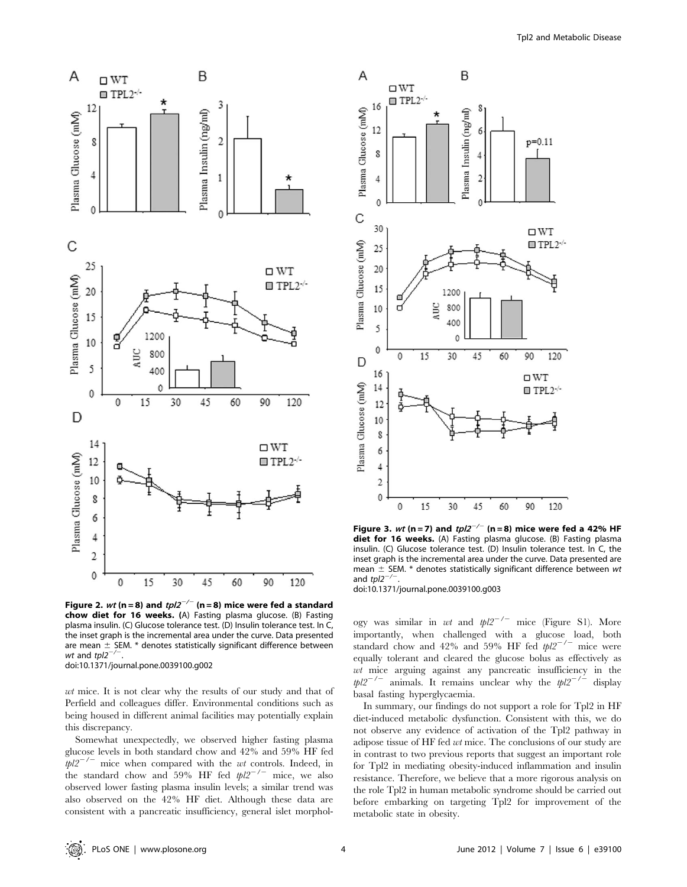**Figure 2. *wt* (n = 8) and *tpl2*$^{-/-}$ (n = 8) mice were fed a standard chow diet for 16 weeks.** (A) Fasting plasma glucose. (B) Fasting plasma insulin. (C) Glucose tolerance test. (D) Insulin tolerance test. In C, the inset graph is the incremental area under the curve. Data presented are mean ± SEM. * denotes statistically significant difference between *wt* and *tpl2*$^{-/-}$.
doi:10.1371/journal.pone.0039100.g002

**Figure 3. *wt* (n = 7) and *tpl2*$^{-/-}$ (n = 8) mice were fed a 42% HF diet for 16 weeks.** (A) Fasting plasma glucose. (B) Fasting plasma insulin. (C) Glucose tolerance test. (D) Insulin tolerance test. In C, the inset graph is the incremental area under the curve. Data presented are mean ± SEM. * denotes statistically significant difference between *wt* and *tpl2*$^{-/-}$.
doi:10.1371/journal.pone.0039100.g003

*wt* mice. It is not clear why the results of our study and that of Perfield and colleagues differ. Environmental conditions such as being housed in different animal facilities may potentially explain this discrepancy.

Somewhat unexpectedly, we observed higher fasting plasma glucose levels in both standard chow and 42% and 59% HF fed *tpl2*$^{-/-}$ mice when compared with the *wt* controls. Indeed, in the standard chow and 59% HF fed *tpl2*$^{-/-}$ mice, we also observed lower fasting plasma insulin levels; a similar trend was also observed on the 42% HF diet. Although these data are consistent with a pancreatic insufficiency, general islet morphology was similar in *wt* and *tpl2*$^{-/-}$ mice (Figure S1). More importantly, when challenged with a glucose load, both standard chow and 42% and 59% HF fed *tpl2*$^{-/-}$ mice were equally tolerant and cleared the glucose bolus as effectively as *wt* mice arguing against any pancreatic insufficiency in the *tpl2*$^{-/-}$ animals. It remains unclear why the *tpl2*$^{-/-}$ display basal fasting hyperglycaemia.

In summary, our findings do not support a role for Tpl2 in HF diet-induced metabolic dysfunction. Consistent with this, we do not observe any evidence of activation of the Tpl2 pathway in adipose tissue of HF fed *wt* mice. The conclusions of our study are in contrast to two previous reports that suggest an important role for Tpl2 in mediating obesity-induced inflammation and insulin resistance. Therefore, we believe that a more rigorous analysis on the role Tpl2 in human metabolic syndrome should be carried out before embarking on targeting Tpl2 for improvement of the metabolic state in obesity.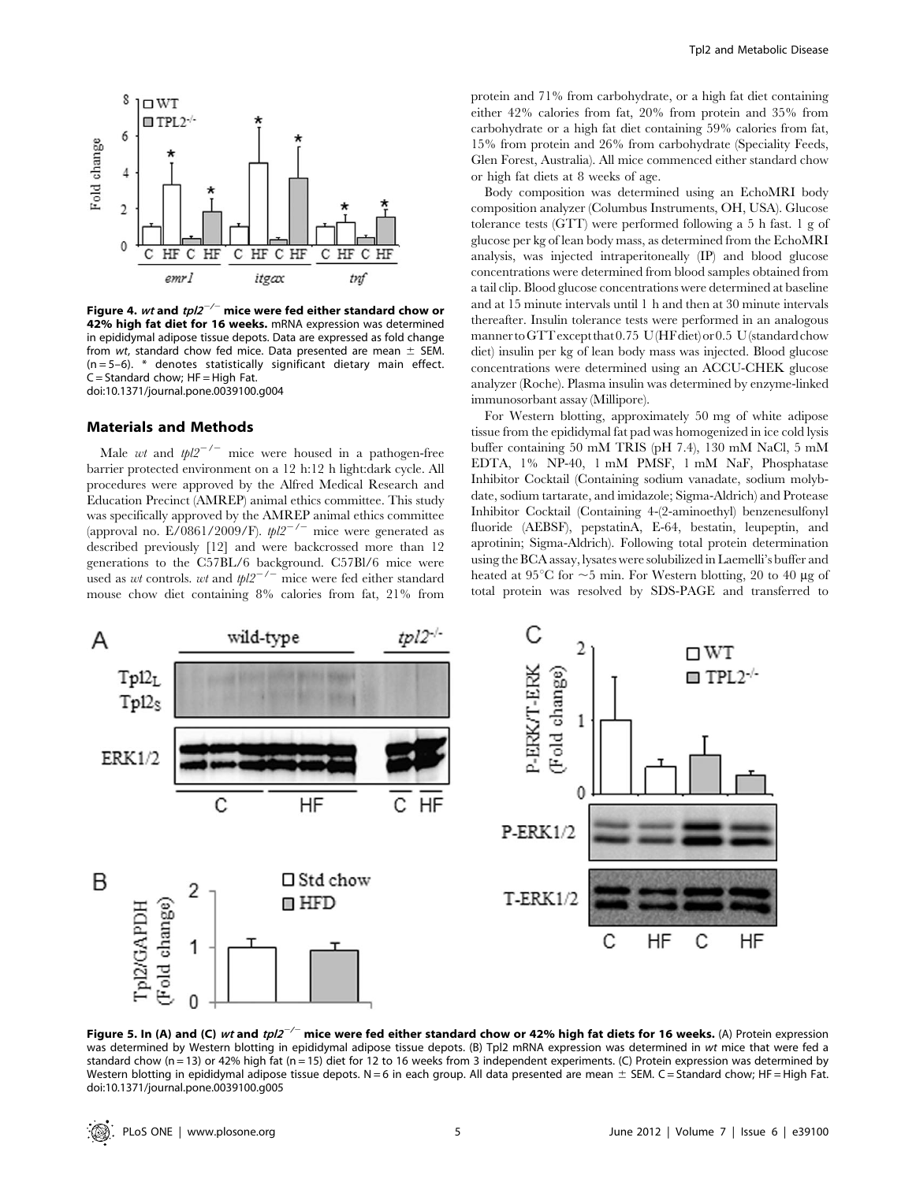**Figure 4. *wt* and *tpl2*$^{-/-}$ mice were fed either standard chow or 42% high fat diet for 16 weeks.** mRNA expression was determined in epididymal adipose tissue depots. Data are expressed as fold change from *wt*, standard chow fed mice. Data presented are mean ± SEM. (n = 5–6). * denotes statistically significant dietary main effect. C = Standard chow; HF = High Fat.
doi:10.1371/journal.pone.0039100.g004

## Materials and Methods

Male *wt* and *tpl2*$^{-/-}$ mice were housed in a pathogen-free barrier protected environment on a 12 h:12 h light:dark cycle. All procedures were approved by the Alfred Medical Research and Education Precinct (AMREP) animal ethics committee. This study was specifically approved by the AMREP animal ethics committee (approval no. E/0861/2009/F). *tpl2*$^{-/-}$ mice were generated as described previously [12] and were backcrossed more than 12 generations to the C57BL/6 background. C57Bl/6 mice were used as *wt* controls. *wt* and *tpl2*$^{-/-}$ mice were fed either standard mouse chow diet containing 8% calories from fat, 21% from protein and 71% from carbohydrate, or a high fat diet containing either 42% calories from fat, 20% from protein and 35% from carbohydrate or a high fat diet containing 59% calories from fat, 15% from protein and 26% from carbohydrate (Speciality Feeds, Glen Forest, Australia). All mice commenced either standard chow or high fat diets at 8 weeks of age.

Body composition was determined using an EchoMRI body composition analyzer (Columbus Instruments, OH, USA). Glucose tolerance tests (GTT) were performed following a 5 h fast. 1 g of glucose per kg of lean body mass, as determined from the EchoMRI analysis, was injected intraperitoneally (IP) and blood glucose concentrations were determined from blood samples obtained from a tail clip. Blood glucose concentrations were determined at baseline and at 15 minute intervals until 1 h and then at 30 minute intervals thereafter. Insulin tolerance tests were performed in an analogous manner to GTT except that 0.75 U (HF diet) or 0.5 U (standard chow diet) insulin per kg of lean body mass was injected. Blood glucose concentrations were determined using an ACCU-CHEK glucose analyzer (Roche). Plasma insulin was determined by enzyme-linked immunosorbant assay (Millipore).

For Western blotting, approximately 50 mg of white adipose tissue from the epididymal fat pad was homogenized in ice cold lysis buffer containing 50 mM TRIS (pH 7.4), 130 mM NaCl, 5 mM EDTA, 1% NP-40, 1 mM PMSF, 1 mM NaF, Phosphatase Inhibitor Cocktail (Containing sodium vanadate, sodium molybdate, sodium tartarate, and imidazole; Sigma-Aldrich) and Protease Inhibitor Cocktail (Containing 4-(2-aminoethyl) benzenesulfonyl fluoride (AEBSF), pepstatinA, E-64, bestatin, leupeptin, and aprotinin; Sigma-Aldrich). Following total protein determination using the BCA assay, lysates were solubilized in Laemelli's buffer and heated at 95°C for ~5 min. For Western blotting, 20 to 40 µg of total protein was resolved by SDS-PAGE and transferred to

**Figure 5. In (A) and (C) *wt* and *tpl2*$^{-/-}$ mice were fed either standard chow or 42% high fat diets for 16 weeks.** (A) Protein expression was determined by Western blotting in epididymal adipose tissue depots. (B) Tpl2 mRNA expression was determined in *wt* mice that were fed a standard chow (n = 13) or 42% high fat (n = 15) diet for 12 to 16 weeks from 3 independent experiments. (C) Protein expression was determined by Western blotting in epididymal adipose tissue depots. N = 6 in each group. All data presented are mean ± SEM. C = Standard chow; HF = High Fat.
doi:10.1371/journal.pone.0039100.g005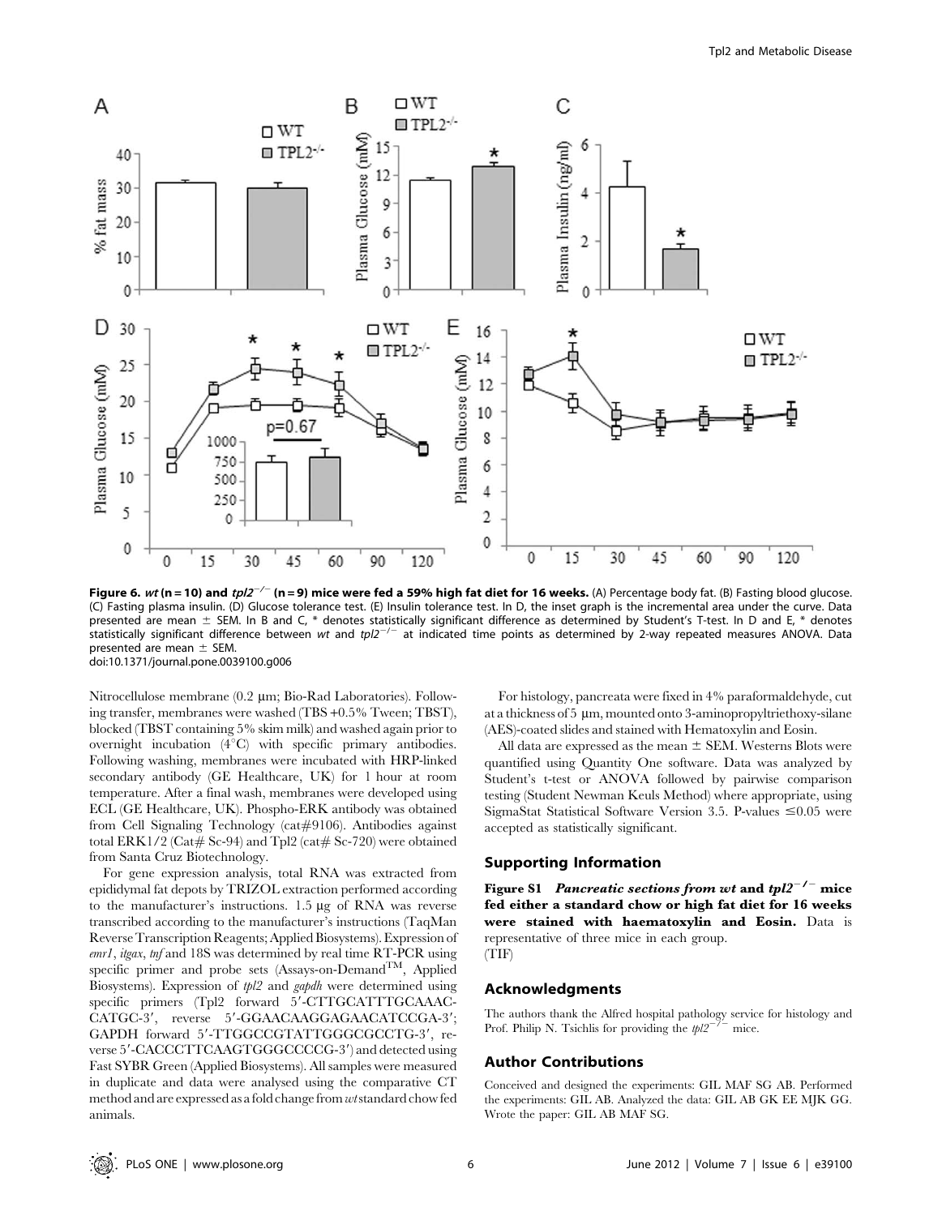**Figure 6.** *wt* **(n = 10) and** *tpl2*$^{-/-}$ **(n = 9) mice were fed a 59% high fat diet for 16 weeks.** (A) Percentage body fat. (B) Fasting blood glucose. (C) Fasting plasma insulin. (D) Glucose tolerance test. (E) Insulin tolerance test. In D, the inset graph is the incremental area under the curve. Data presented are mean ± SEM. In B and C, * denotes statistically significant difference as determined by Student's T-test. In D and E, * denotes statistically significant difference between *wt* and *tpl2*$^{-/-}$ at indicated time points as determined by 2-way repeated measures ANOVA. Data presented are mean ± SEM.
doi:10.1371/journal.pone.0039100.g006

Nitrocellulose membrane (0.2 µm; Bio-Rad Laboratories). Following transfer, membranes were washed (TBS +0.5% Tween; TBST), blocked (TBST containing 5% skim milk) and washed again prior to overnight incubation (4°C) with specific primary antibodies. Following washing, membranes were incubated with HRP-linked secondary antibody (GE Healthcare, UK) for 1 hour at room temperature. After a final wash, membranes were developed using ECL (GE Healthcare, UK). Phospho-ERK antibody was obtained from Cell Signaling Technology (cat#9106). Antibodies against total ERK1/2 (Cat# Sc-94) and Tpl2 (cat# Sc-720) were obtained from Santa Cruz Biotechnology.

For gene expression analysis, total RNA was extracted from epididymal fat depots by TRIZOL extraction performed according to the manufacturer's instructions. 1.5 µg of RNA was reverse transcribed according to the manufacturer's instructions (TaqMan Reverse Transcription Reagents; Applied Biosystems). Expression of *emr1*, *itgax*, *tnf* and 18S was determined by real time RT-PCR using specific primer and probe sets (Assays-on-Demand$^{TM}$, Applied Biosystems). Expression of *tpl2* and *gapdh* were determined using specific primers (Tpl2 forward 5′-CTTGCATTTGCAAAC-CATGC-3′, reverse 5′-GGAACAAGGAGAACATCCGA-3′; GAPDH forward 5′-TTGGCCGTATTGGGCGCCTG-3′, reverse 5′-CACCCTTCAAGTGGGCCCCG-3′) and detected using Fast SYBR Green (Applied Biosystems). All samples were measured in duplicate and data were analysed using the comparative CT method and are expressed as a fold change from *wt* standard chow fed animals.

For histology, pancreata were fixed in 4% paraformaldehyde, cut at a thickness of 5 µm, mounted onto 3-aminopropyltriethoxy-silane (AES)-coated slides and stained with Hematoxylin and Eosin.

All data are expressed as the mean ± SEM. Westerns Blots were quantified using Quantity One software. Data was analyzed by Student's t-test or ANOVA followed by pairwise comparison testing (Student Newman Keuls Method) where appropriate, using SigmaStat Statistical Software Version 3.5. P-values ≤0.05 were accepted as statistically significant.

## Supporting Information

**Figure S1** ***Pancreatic sections from wt*** **and** ***tpl2***$^{-/-}$ **mice fed either a standard chow or high fat diet for 16 weeks were stained with haematoxylin and Eosin.** Data is representative of three mice in each group.
(TIF)

## Acknowledgments

The authors thank the Alfred hospital pathology service for histology and Prof. Philip N. Tsichlis for providing the *tpl2*$^{-/-}$ mice.

## Author Contributions

Conceived and designed the experiments: GIL MAF SG AB. Performed the experiments: GIL AB. Analyzed the data: GIL AB GK EE MJK GG. Wrote the paper: GIL AB MAF SG.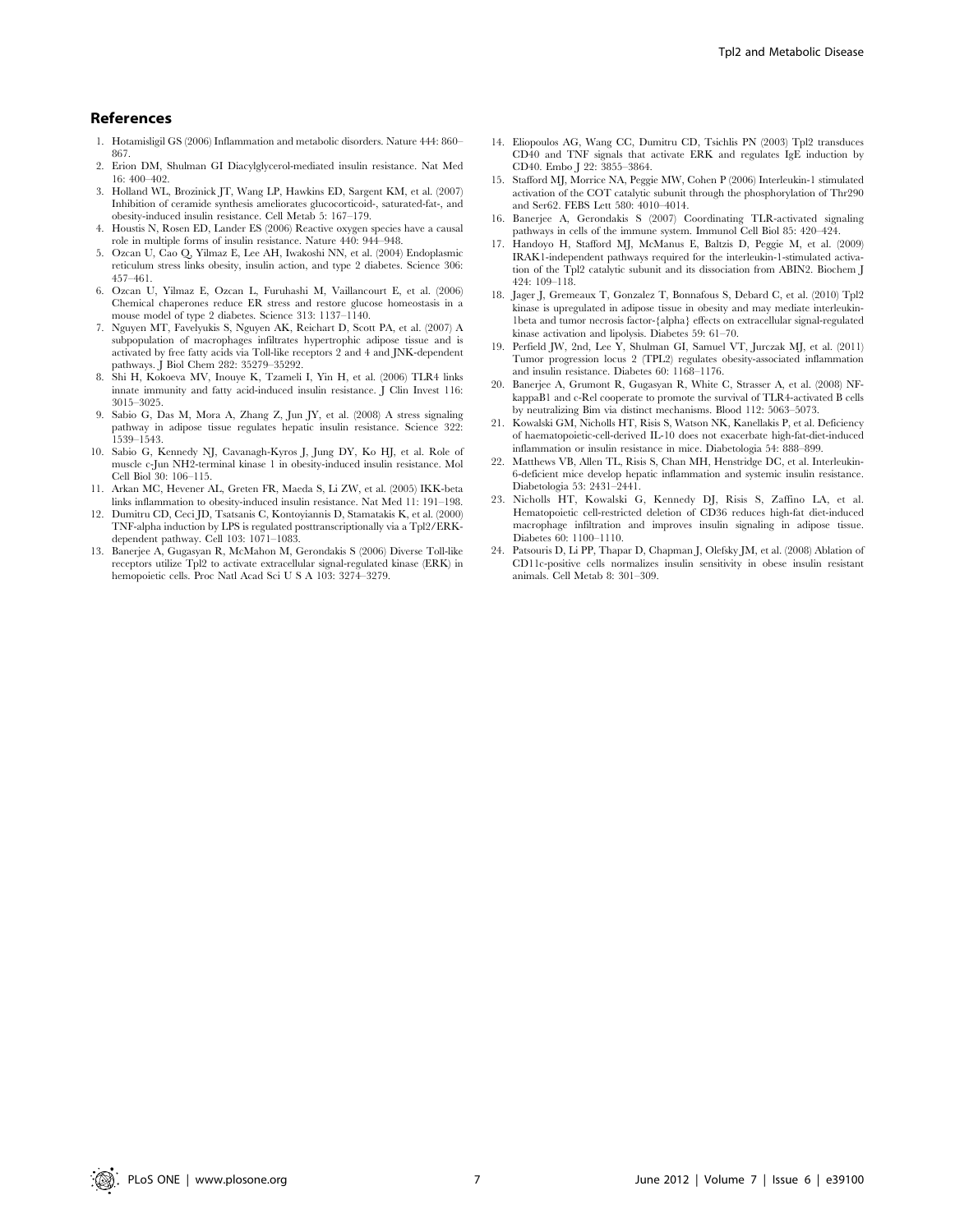## References

1. Hotamisligil GS (2006) Inflammation and metabolic disorders. Nature 444: 860–867.
2. Erion DM, Shulman GI Diacylglycerol-mediated insulin resistance. Nat Med 16: 400–402.
3. Holland WL, Brozinick JT, Wang LP, Hawkins ED, Sargent KM, et al. (2007) Inhibition of ceramide synthesis ameliorates glucocorticoid-, saturated-fat-, and obesity-induced insulin resistance. Cell Metab 5: 167–179.
4. Houstis N, Rosen ED, Lander ES (2006) Reactive oxygen species have a causal role in multiple forms of insulin resistance. Nature 440: 944–948.
5. Ozcan U, Cao Q, Yilmaz E, Lee AH, Iwakoshi NN, et al. (2004) Endoplasmic reticulum stress links obesity, insulin action, and type 2 diabetes. Science 306: 457–461.
6. Ozcan U, Yilmaz E, Ozcan L, Furuhashi M, Vaillancourt E, et al. (2006) Chemical chaperones reduce ER stress and restore glucose homeostasis in a mouse model of type 2 diabetes. Science 313: 1137–1140.
7. Nguyen MT, Favelyukis S, Nguyen AK, Reichart D, Scott PA, et al. (2007) A subpopulation of macrophages infiltrates hypertrophic adipose tissue and is activated by free fatty acids via Toll-like receptors 2 and 4 and JNK-dependent pathways. J Biol Chem 282: 35279–35292.
8. Shi H, Kokoeva MV, Inouye K, Tzameli I, Yin H, et al. (2006) TLR4 links innate immunity and fatty acid-induced insulin resistance. J Clin Invest 116: 3015–3025.
9. Sabio G, Das M, Mora A, Zhang Z, Jun JY, et al. (2008) A stress signaling pathway in adipose tissue regulates hepatic insulin resistance. Science 322: 1539–1543.
10. Sabio G, Kennedy NJ, Cavanagh-Kyros J, Jung DY, Ko HJ, et al. Role of muscle c-Jun NH2-terminal kinase 1 in obesity-induced insulin resistance. Mol Cell Biol 30: 106–115.
11. Arkan MC, Hevener AL, Greten FR, Maeda S, Li ZW, et al. (2005) IKK-beta links inflammation to obesity-induced insulin resistance. Nat Med 11: 191–198.
12. Dumitru CD, Ceci JD, Tsatsanis C, Kontoyiannis D, Stamatakis K, et al. (2000) TNF-alpha induction by LPS is regulated posttranscriptionally via a Tpl2/ERK-dependent pathway. Cell 103: 1071–1083.
13. Banerjee A, Gugasyan R, McMahon M, Gerondakis S (2006) Diverse Toll-like receptors utilize Tpl2 to activate extracellular signal-regulated kinase (ERK) in hemopoietic cells. Proc Natl Acad Sci U S A 103: 3274–3279.
14. Eliopoulos AG, Wang CC, Dumitru CD, Tsichlis PN (2003) Tpl2 transduces CD40 and TNF signals that activate ERK and regulates IgE induction by CD40. Embo J 22: 3855–3864.
15. Stafford MJ, Morrice NA, Peggie MW, Cohen P (2006) Interleukin-1 stimulated activation of the COT catalytic subunit through the phosphorylation of Thr290 and Ser62. FEBS Lett 580: 4010–4014.
16. Banerjee A, Gerondakis S (2007) Coordinating TLR-activated signaling pathways in cells of the immune system. Immunol Cell Biol 85: 420–424.
17. Handoyo H, Stafford MJ, McManus E, Baltzis D, Peggie M, et al. (2009) IRAK1-independent pathways required for the interleukin-1-stimulated activation of the Tpl2 catalytic subunit and its dissociation from ABIN2. Biochem J 424: 109–118.
18. Jager J, Gremeaux T, Gonzalez T, Bonnafous S, Debard C, et al. (2010) Tpl2 kinase is upregulated in adipose tissue in obesity and may mediate interleukin-1beta and tumor necrosis factor-{alpha} effects on extracellular signal-regulated kinase activation and lipolysis. Diabetes 59: 61–70.
19. Perfield JW, 2nd, Lee Y, Shulman GI, Samuel VT, Jurczak MJ, et al. (2011) Tumor progression locus 2 (TPL2) regulates obesity-associated inflammation and insulin resistance. Diabetes 60: 1168–1176.
20. Banerjee A, Grumont R, Gugasyan R, White C, Strasser A, et al. (2008) NF-kappaB1 and c-Rel cooperate to promote the survival of TLR4-activated B cells by neutralizing Bim via distinct mechanisms. Blood 112: 5063–5073.
21. Kowalski GM, Nicholls HT, Risis S, Watson NK, Kanellakis P, et al. Deficiency of haematopoietic-cell-derived IL-10 does not exacerbate high-fat-diet-induced inflammation or insulin resistance in mice. Diabetologia 54: 888–899.
22. Matthews VB, Allen TL, Risis S, Chan MH, Henstridge DC, et al. Interleukin-6-deficient mice develop hepatic inflammation and systemic insulin resistance. Diabetologia 53: 2431–2441.
23. Nicholls HT, Kowalski G, Kennedy DJ, Risis S, Zaffino LA, et al. Hematopoietic cell-restricted deletion of CD36 reduces high-fat diet-induced macrophage infiltration and improves insulin signaling in adipose tissue. Diabetes 60: 1100–1110.
24. Patsouris D, Li PP, Thapar D, Chapman J, Olefsky JM, et al. (2008) Ablation of CD11c-positive cells normalizes insulin sensitivity in obese insulin resistant animals. Cell Metab 8: 301–309.